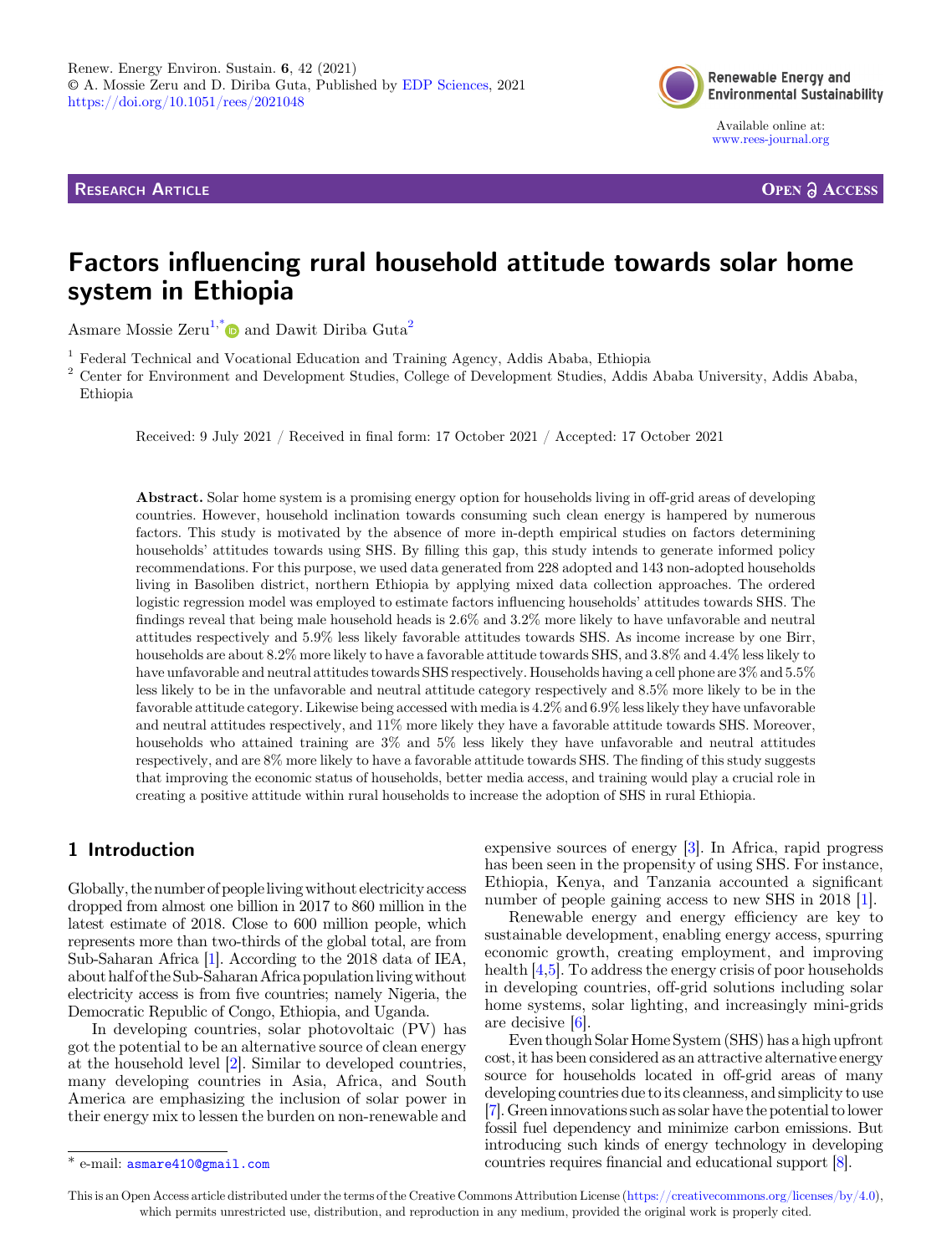Renew. Energy Environ. Sustain. 6, 42 (2021)
© A. Mossie Zeru and D. Diriba Guta, Published by EDP Sciences, 2021
https://doi.org/10.1051/rees/2021048

Renewable Energy and Environmental Sustainability

Available online at: www.rees-journal.org

**Research Article** — **Open Access**

# Factors influencing rural household attitude towards solar home system in Ethiopia

Asmare Mossie Zeru[1,*] and Dawit Diriba Guta[2]

[1] Federal Technical and Vocational Education and Training Agency, Addis Ababa, Ethiopia
[2] Center for Environment and Development Studies, College of Development Studies, Addis Ababa University, Addis Ababa, Ethiopia

Received: 9 July 2021 / Received in final form: 17 October 2021 / Accepted: 17 October 2021

**Abstract.** Solar home system is a promising energy option for households living in off-grid areas of developing countries. However, household inclination towards consuming such clean energy is hampered by numerous factors. This study is motivated by the absence of more in-depth empirical studies on factors determining households' attitudes towards using SHS. By filling this gap, this study intends to generate informed policy recommendations. For this purpose, we used data generated from 228 adopted and 143 non-adopted households living in Basoliben district, northern Ethiopia by applying mixed data collection approaches. The ordered logistic regression model was employed to estimate factors influencing households' attitudes towards SHS. The findings reveal that being male household heads is 2.6% and 3.2% more likely to have unfavorable and neutral attitudes respectively and 5.9% less likely favorable attitudes towards SHS. As income increase by one Birr, households are about 8.2% more likely to have a favorable attitude towards SHS, and 3.8% and 4.4% less likely to have unfavorable and neutral attitudes towards SHS respectively. Households having a cell phone are 3% and 5.5% less likely to be in the unfavorable and neutral attitude category respectively and 8.5% more likely to be in the favorable attitude category. Likewise being accessed with media is 4.2% and 6.9% less likely they have unfavorable and neutral attitudes respectively, and 11% more likely they have a favorable attitude towards SHS. Moreover, households who attained training are 3% and 5% less likely they have unfavorable and neutral attitudes respectively, and are 8% more likely to have a favorable attitude towards SHS. The finding of this study suggests that improving the economic status of households, better media access, and training would play a crucial role in creating a positive attitude within rural households to increase the adoption of SHS in rural Ethiopia.

## 1 Introduction

Globally, the number of people living without electricity access dropped from almost one billion in 2017 to 860 million in the latest estimate of 2018. Close to 600 million people, which represents more than two-thirds of the global total, are from Sub-Saharan Africa [1]. According to the 2018 data of IEA, about half of the Sub-Saharan Africa population living without electricity access is from five countries; namely Nigeria, the Democratic Republic of Congo, Ethiopia, and Uganda.

In developing countries, solar photovoltaic (PV) has got the potential to be an alternative source of clean energy at the household level [2]. Similar to developed countries, many developing countries in Asia, Africa, and South America are emphasizing the inclusion of solar power in their energy mix to lessen the burden on non-renewable and expensive sources of energy [3]. In Africa, rapid progress has been seen in the propensity of using SHS. For instance, Ethiopia, Kenya, and Tanzania accounted a significant number of people gaining access to new SHS in 2018 [1].

Renewable energy and energy efficiency are key to sustainable development, enabling energy access, spurring economic growth, creating employment, and improving health [4,5]. To address the energy crisis of poor households in developing countries, off-grid solutions including solar home systems, solar lighting, and increasingly mini-grids are decisive [6].

Even though Solar Home System (SHS) has a high upfront cost, it has been considered as an attractive alternative energy source for households located in off-grid areas of many developing countries due to its cleanness, and simplicity to use [7]. Green innovations such as solar have the potential to lower fossil fuel dependency and minimize carbon emissions. But introducing such kinds of energy technology in developing countries requires financial and educational support [8].

* e-mail: asmare410@gmail.com

This is an Open Access article distributed under the terms of the Creative Commons Attribution License (https://creativecommons.org/licenses/by/4.0), which permits unrestricted use, distribution, and reproduction in any medium, provided the original work is properly cited.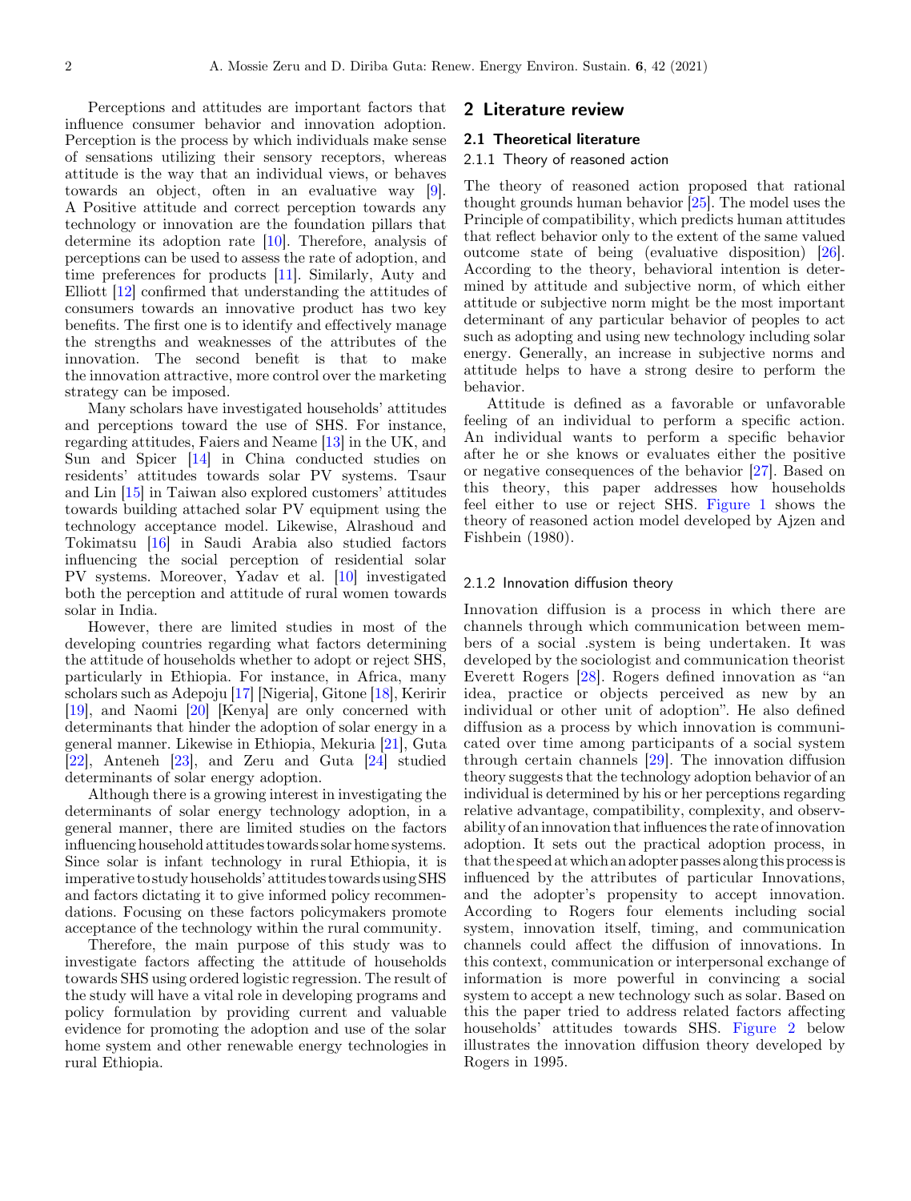Perceptions and attitudes are important factors that influence consumer behavior and innovation adoption. Perception is the process by which individuals make sense of sensations utilizing their sensory receptors, whereas attitude is the way that an individual views, or behaves towards an object, often in an evaluative way [9]. A Positive attitude and correct perception towards any technology or innovation are the foundation pillars that determine its adoption rate [10]. Therefore, analysis of perceptions can be used to assess the rate of adoption, and time preferences for products [11]. Similarly, Auty and Elliott [12] confirmed that understanding the attitudes of consumers towards an innovative product has two key benefits. The first one is to identify and effectively manage the strengths and weaknesses of the attributes of the innovation. The second benefit is that to make the innovation attractive, more control over the marketing strategy can be imposed.

Many scholars have investigated households' attitudes and perceptions toward the use of SHS. For instance, regarding attitudes, Faiers and Neame [13] in the UK, and Sun and Spicer [14] in China conducted studies on residents' attitudes towards solar PV systems. Tsaur and Lin [15] in Taiwan also explored customers' attitudes towards building attached solar PV equipment using the technology acceptance model. Likewise, Alrashoud and Tokimatsu [16] in Saudi Arabia also studied factors influencing the social perception of residential solar PV systems. Moreover, Yadav et al. [10] investigated both the perception and attitude of rural women towards solar in India.

However, there are limited studies in most of the developing countries regarding what factors determining the attitude of households whether to adopt or reject SHS, particularly in Ethiopia. For instance, in Africa, many scholars such as Adepoju [17] [Nigeria], Gitone [18], Keririr [19], and Naomi [20] [Kenya] are only concerned with determinants that hinder the adoption of solar energy in a general manner. Likewise in Ethiopia, Mekuria [21], Guta [22], Anteneh [23], and Zeru and Guta [24] studied determinants of solar energy adoption.

Although there is a growing interest in investigating the determinants of solar energy technology adoption, in a general manner, there are limited studies on the factors influencing household attitudes towards solar home systems. Since solar is infant technology in rural Ethiopia, it is imperative to study households' attitudes towards using SHS and factors dictating it to give informed policy recommendations. Focusing on these factors policymakers promote acceptance of the technology within the rural community.

Therefore, the main purpose of this study was to investigate factors affecting the attitude of households towards SHS using ordered logistic regression. The result of the study will have a vital role in developing programs and policy formulation by providing current and valuable evidence for promoting the adoption and use of the solar home system and other renewable energy technologies in rural Ethiopia.

## 2 Literature review

### 2.1 Theoretical literature

#### 2.1.1 Theory of reasoned action

The theory of reasoned action proposed that rational thought grounds human behavior [25]. The model uses the Principle of compatibility, which predicts human attitudes that reflect behavior only to the extent of the same valued outcome state of being (evaluative disposition) [26]. According to the theory, behavioral intention is determined by attitude and subjective norm, of which either attitude or subjective norm might be the most important determinant of any particular behavior of peoples to act such as adopting and using new technology including solar energy. Generally, an increase in subjective norms and attitude helps to have a strong desire to perform the behavior.

Attitude is defined as a favorable or unfavorable feeling of an individual to perform a specific action. An individual wants to perform a specific behavior after he or she knows or evaluates either the positive or negative consequences of the behavior [27]. Based on this theory, this paper addresses how households feel either to use or reject SHS. Figure 1 shows the theory of reasoned action model developed by Ajzen and Fishbein (1980).

#### 2.1.2 Innovation diffusion theory

Innovation diffusion is a process in which there are channels through which communication between members of a social .system is being undertaken. It was developed by the sociologist and communication theorist Everett Rogers [28]. Rogers defined innovation as "an idea, practice or objects perceived as new by an individual or other unit of adoption". He also defined diffusion as a process by which innovation is communicated over time among participants of a social system through certain channels [29]. The innovation diffusion theory suggests that the technology adoption behavior of an individual is determined by his or her perceptions regarding relative advantage, compatibility, complexity, and observability of an innovation that influences the rate of innovation adoption. It sets out the practical adoption process, in that the speed at which an adopter passes along this process is influenced by the attributes of particular Innovations, and the adopter's propensity to accept innovation. According to Rogers four elements including social system, innovation itself, timing, and communication channels could affect the diffusion of innovations. In this context, communication or interpersonal exchange of information is more powerful in convincing a social system to accept a new technology such as solar. Based on this the paper tried to address related factors affecting households' attitudes towards SHS. Figure 2 below illustrates the innovation diffusion theory developed by Rogers in 1995.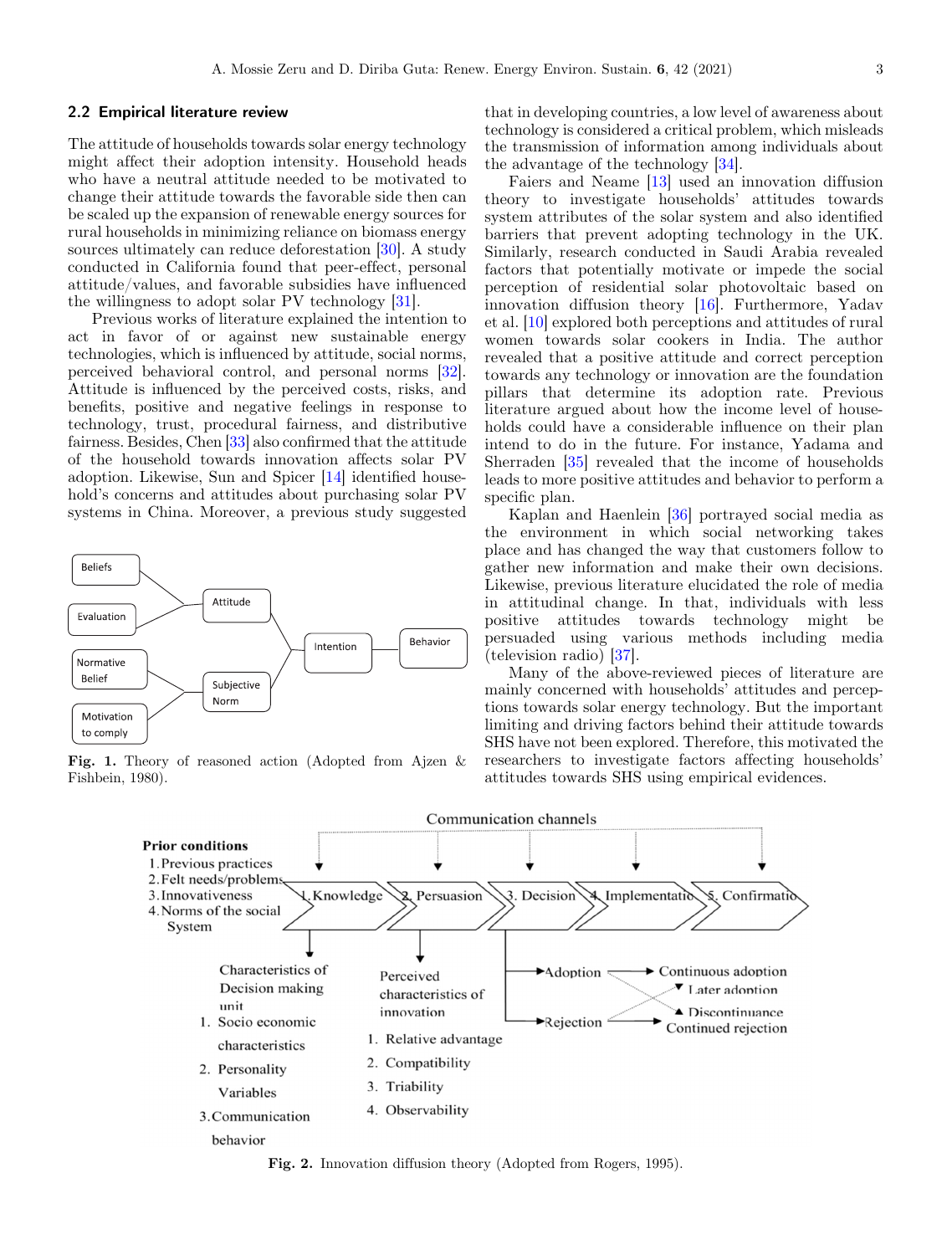### 2.2 Empirical literature review

The attitude of households towards solar energy technology might affect their adoption intensity. Household heads who have a neutral attitude needed to be motivated to change their attitude towards the favorable side then can be scaled up the expansion of renewable energy sources for rural households in minimizing reliance on biomass energy sources ultimately can reduce deforestation [30]. A study conducted in California found that peer-effect, personal attitude/values, and favorable subsidies have influenced the willingness to adopt solar PV technology [31].

Previous works of literature explained the intention to act in favor of or against new sustainable energy technologies, which is influenced by attitude, social norms, perceived behavioral control, and personal norms [32]. Attitude is influenced by the perceived costs, risks, and benefits, positive and negative feelings in response to technology, trust, procedural fairness, and distributive fairness. Besides, Chen [33] also confirmed that the attitude of the household towards innovation affects solar PV adoption. Likewise, Sun and Spicer [14] identified household's concerns and attitudes about purchasing solar PV systems in China. Moreover, a previous study suggested that in developing countries, a low level of awareness about technology is considered a critical problem, which misleads the transmission of information among individuals about the advantage of the technology [34].

**Fig. 1.** Theory of reasoned action (Adopted from Ajzen & Fishbein, 1980).

Faiers and Neame [13] used an innovation diffusion theory to investigate households' attitudes towards system attributes of the solar system and also identified barriers that prevent adopting technology in the UK. Similarly, research conducted in Saudi Arabia revealed factors that potentially motivate or impede the social perception of residential solar photovoltaic based on innovation diffusion theory [16]. Furthermore, Yadav et al. [10] explored both perceptions and attitudes of rural women towards solar cookers in India. The author revealed that a positive attitude and correct perception towards any technology or innovation are the foundation pillars that determine its adoption rate. Previous literature argued about how the income level of households could have a considerable influence on their plan intend to do in the future. For instance, Yadama and Sherraden [35] revealed that the income of households leads to more positive attitudes and behavior to perform a specific plan.

Kaplan and Haenlein [36] portrayed social media as the environment in which social networking takes place and has changed the way that customers follow to gather new information and make their own decisions. Likewise, previous literature elucidated the role of media in attitudinal change. In that, individuals with less positive attitudes towards technology might be persuaded using various methods including media (television radio) [37].

Many of the above-reviewed pieces of literature are mainly concerned with households' attitudes and perceptions towards solar energy technology. But the important limiting and driving factors behind their attitude towards SHS have not been explored. Therefore, this motivated the researchers to investigate factors affecting households' attitudes towards SHS using empirical evidences.

**Fig. 2.** Innovation diffusion theory (Adopted from Rogers, 1995).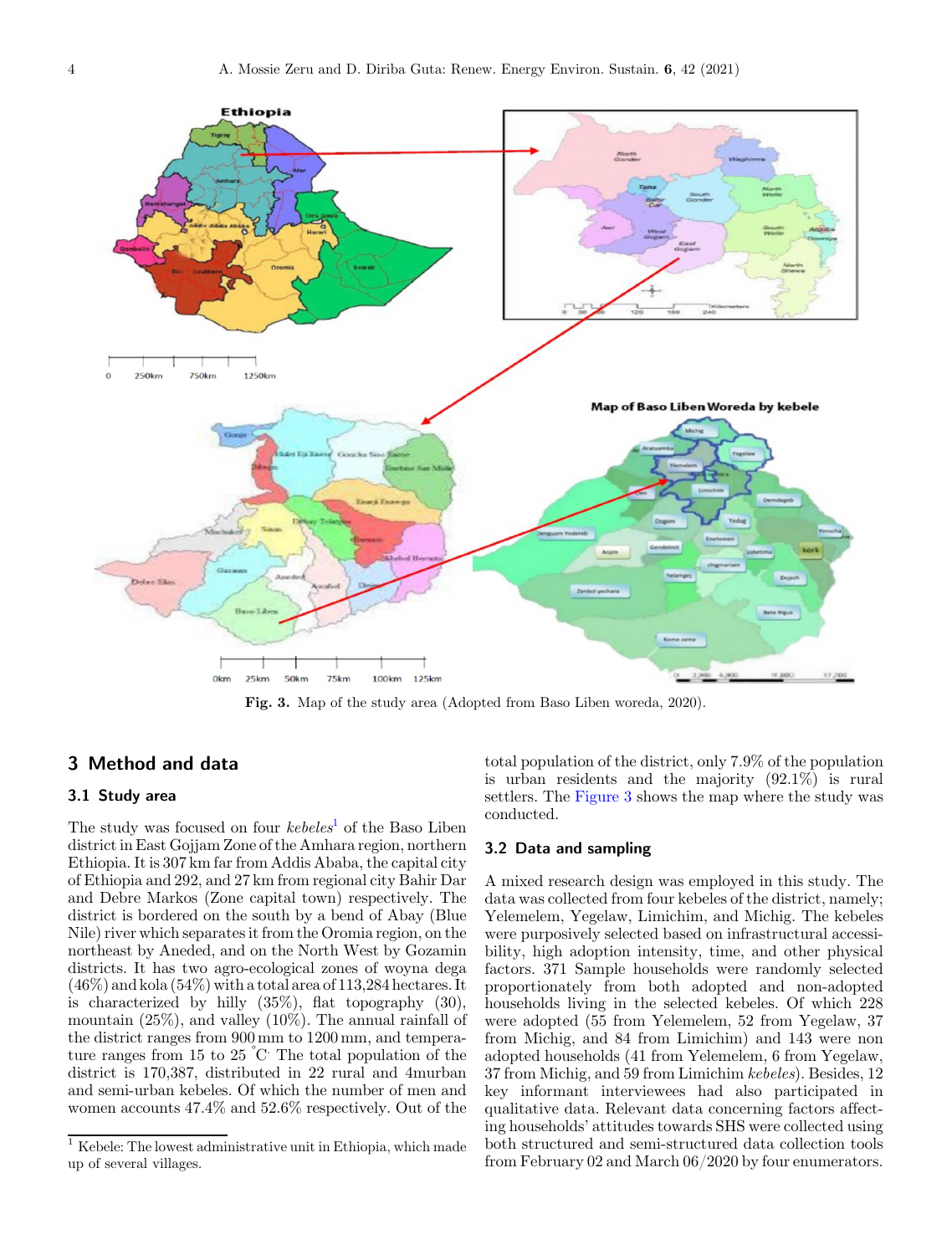Fig. 3. Map of the study area (Adopted from Baso Liben woreda, 2020).

## 3 Method and data

### 3.1 Study area

The study was focused on four *kebeles*[1] of the Baso Liben district in East Gojjam Zone of the Amhara region, northern Ethiopia. It is 307 km far from Addis Ababa, the capital city of Ethiopia and 292, and 27 km from regional city Bahir Dar and Debre Markos (Zone capital town) respectively. The district is bordered on the south by a bend of Abay (Blue Nile) river which separates it from the Oromia region, on the northeast by Aneded, and on the North West by Gozamin districts. It has two agro-ecological zones of woyna dega (46%) and kola (54%) with a total area of 113,284 hectares. It is characterized by hilly (35%), flat topography (30), mountain (25%), and valley (10%). The annual rainfall of the district ranges from 900 mm to 1200 mm, and temperature ranges from 15 to 25 °C. The total population of the district is 170,387, distributed in 22 rural and 4murban and semi-urban kebeles. Of which the number of men and women accounts 47.4% and 52.6% respectively. Out of the total population of the district, only 7.9% of the population is urban residents and the majority (92.1%) is rural settlers. The Figure 3 shows the map where the study was conducted.

### 3.2 Data and sampling

A mixed research design was employed in this study. The data was collected from four kebeles of the district, namely; Yelemelem, Yegelaw, Limichim, and Michig. The kebeles were purposively selected based on infrastructural accessibility, high adoption intensity, time, and other physical factors. 371 Sample households were randomly selected proportionately from both adopted and non-adopted households living in the selected kebeles. Of which 228 were adopted (55 from Yelemelem, 52 from Yegelaw, 37 from Michig, and 84 from Limichim) and 143 were non adopted households (41 from Yelemelem, 6 from Yegelaw, 37 from Michig, and 59 from Limichim *kebeles*). Besides, 12 key informant interviewees had also participated in qualitative data. Relevant data concerning factors affecting households' attitudes towards SHS were collected using both structured and semi-structured data collection tools from February 02 and March 06/2020 by four enumerators.

[1] Kebele: The lowest administrative unit in Ethiopia, which made up of several villages.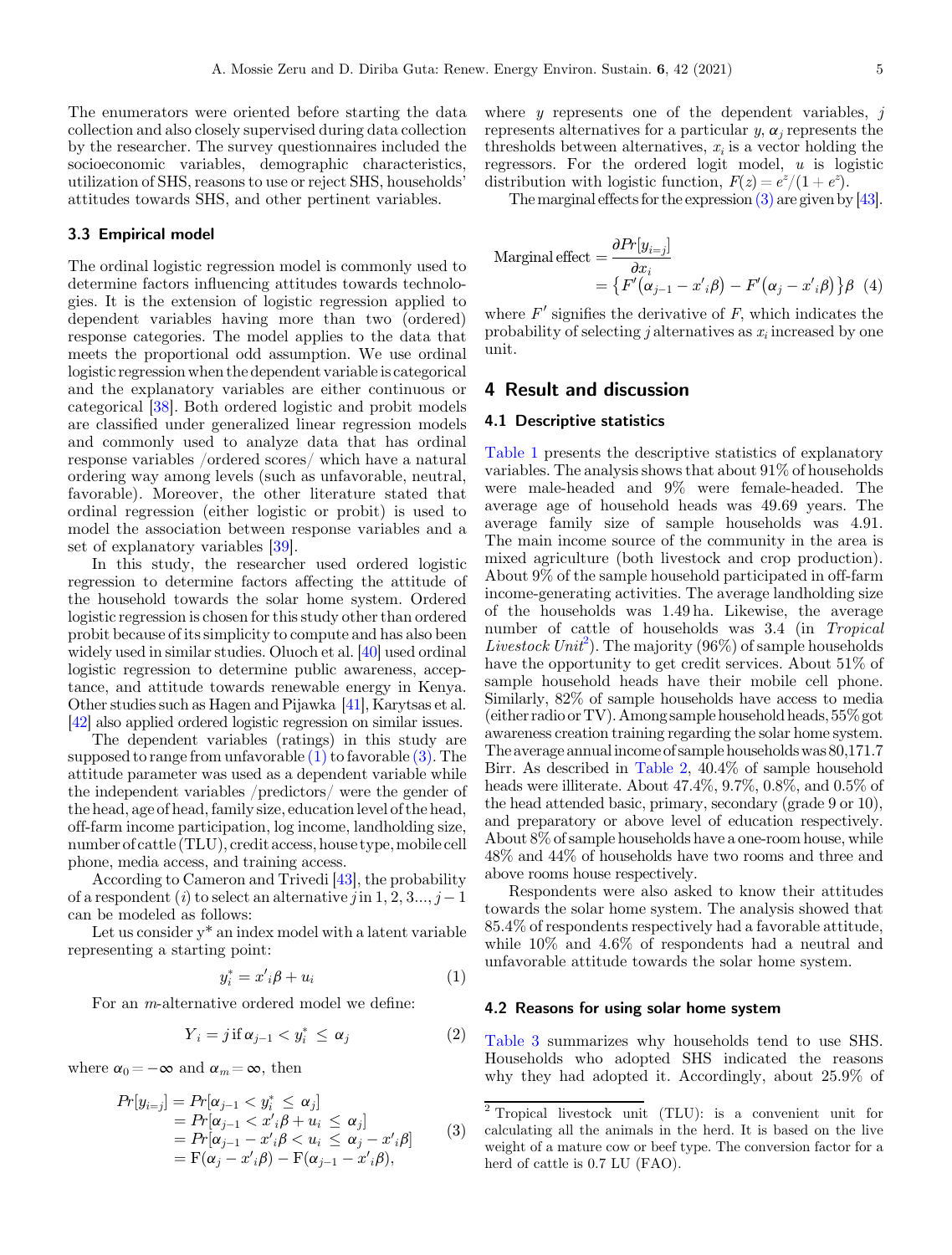The enumerators were oriented before starting the data collection and also closely supervised during data collection by the researcher. The survey questionnaires included the socioeconomic variables, demographic characteristics, utilization of SHS, reasons to use or reject SHS, households' attitudes towards SHS, and other pertinent variables.

### 3.3 Empirical model

The ordinal logistic regression model is commonly used to determine factors influencing attitudes towards technologies. It is the extension of logistic regression applied to dependent variables having more than two (ordered) response categories. The model applies to the data that meets the proportional odd assumption. We use ordinal logistic regression when the dependent variable is categorical and the explanatory variables are either continuous or categorical [38]. Both ordered logistic and probit models are classified under generalized linear regression models and commonly used to analyze data that has ordinal response variables /ordered scores/ which have a natural ordering way among levels (such as unfavorable, neutral, favorable). Moreover, the other literature stated that ordinal regression (either logistic or probit) is used to model the association between response variables and a set of explanatory variables [39].

In this study, the researcher used ordered logistic regression to determine factors affecting the attitude of the household towards the solar home system. Ordered logistic regression is chosen for this study other than ordered probit because of its simplicity to compute and has also been widely used in similar studies. Oluoch et al. [40] used ordinal logistic regression to determine public awareness, acceptance, and attitude towards renewable energy in Kenya. Other studies such as Hagen and Pijawka [41], Karytsas et al. [42] also applied ordered logistic regression on similar issues.

The dependent variables (ratings) in this study are supposed to range from unfavorable (1) to favorable (3). The attitude parameter was used as a dependent variable while the independent variables /predictors/ were the gender of the head, age of head, family size, education level of the head, off-farm income participation, log income, landholding size, number of cattle (TLU), credit access, house type, mobile cell phone, media access, and training access.

According to Cameron and Trivedi [43], the probability of a respondent ($i$) to select an alternative $j$ in $1, 2, 3..., j-1$ can be modeled as follows:

Let us consider y* an index model with a latent variable representing a starting point:

$$y_i^* = x'_i\beta + u_i \tag{1}$$

For an $m$-alternative ordered model we define:

$$Y_i = j \text{ if } \alpha_{j-1} < y_i^* \leq \alpha_j \tag{2}$$

where $\alpha_0 = -\infty$ and $\alpha_m = \infty$, then

$$\begin{aligned} Pr[y_{i=j}] &= Pr[\alpha_{j-1} < y_i^* \leq \alpha_j] \\ &= Pr[\alpha_{j-1} < x'_i\beta + u_i \leq \alpha_j] \\ &= Pr[\alpha_{j-1} - x'_i\beta < u_i \leq \alpha_j - x'_i\beta] \\ &= \mathrm{F}(\alpha_j - x'_i\beta) - \mathrm{F}(\alpha_{j-1} - x'_i\beta), \end{aligned} \tag{3}$$

where $y$ represents one of the dependent variables, $j$ represents alternatives for a particular $y$, $\alpha_j$ represents the thresholds between alternatives, $x_i$ is a vector holding the regressors. For the ordered logit model, $u$ is logistic distribution with logistic function, $F(z) = e^z/(1+e^z)$.

The marginal effects for the expression (3) are given by [43].

$$\begin{aligned} \text{Marginal effect} &= \frac{\partial Pr[y_{i=j}]}{\partial x_i} \\ &= \left\{F'\left(\alpha_{j-1} - x'_i\beta\right) - F'\left(\alpha_j - x'_i\beta\right)\right\}\beta \end{aligned} \tag{4}$$

where $F'$ signifies the derivative of $F$, which indicates the probability of selecting $j$ alternatives as $x_i$ increased by one unit.

## 4 Result and discussion

### 4.1 Descriptive statistics

Table 1 presents the descriptive statistics of explanatory variables. The analysis shows that about 91% of households were male-headed and 9% were female-headed. The average age of household heads was 49.69 years. The average family size of sample households was 4.91. The main income source of the community in the area is mixed agriculture (both livestock and crop production). About 9% of the sample household participated in off-farm income-generating activities. The average landholding size of the households was 1.49 ha. Likewise, the average number of cattle of households was 3.4 (in *Tropical Livestock Unit*[2]). The majority (96%) of sample households have the opportunity to get credit services. About 51% of sample household heads have their mobile cell phone. Similarly, 82% of sample households have access to media (either radio or TV). Among sample household heads, 55% got awareness creation training regarding the solar home system. The average annual income of sample households was 80,171.7 Birr. As described in Table 2, 40.4% of sample household heads were illiterate. About 47.4%, 9.7%, 0.8%, and 0.5% of the head attended basic, primary, secondary (grade 9 or 10), and preparatory or above level of education respectively. About 8% of sample households have a one-room house, while 48% and 44% of households have two rooms and three and above rooms house respectively.

Respondents were also asked to know their attitudes towards the solar home system. The analysis showed that 85.4% of respondents respectively had a favorable attitude, while 10% and 4.6% of respondents had a neutral and unfavorable attitude towards the solar home system.

### 4.2 Reasons for using solar home system

Table 3 summarizes why households tend to use SHS. Households who adopted SHS indicated the reasons why they had adopted it. Accordingly, about 25.9% of

[2] Tropical livestock unit (TLU): is a convenient unit for calculating all the animals in the herd. It is based on the live weight of a mature cow or beef type. The conversion factor for a herd of cattle is 0.7 LU (FAO).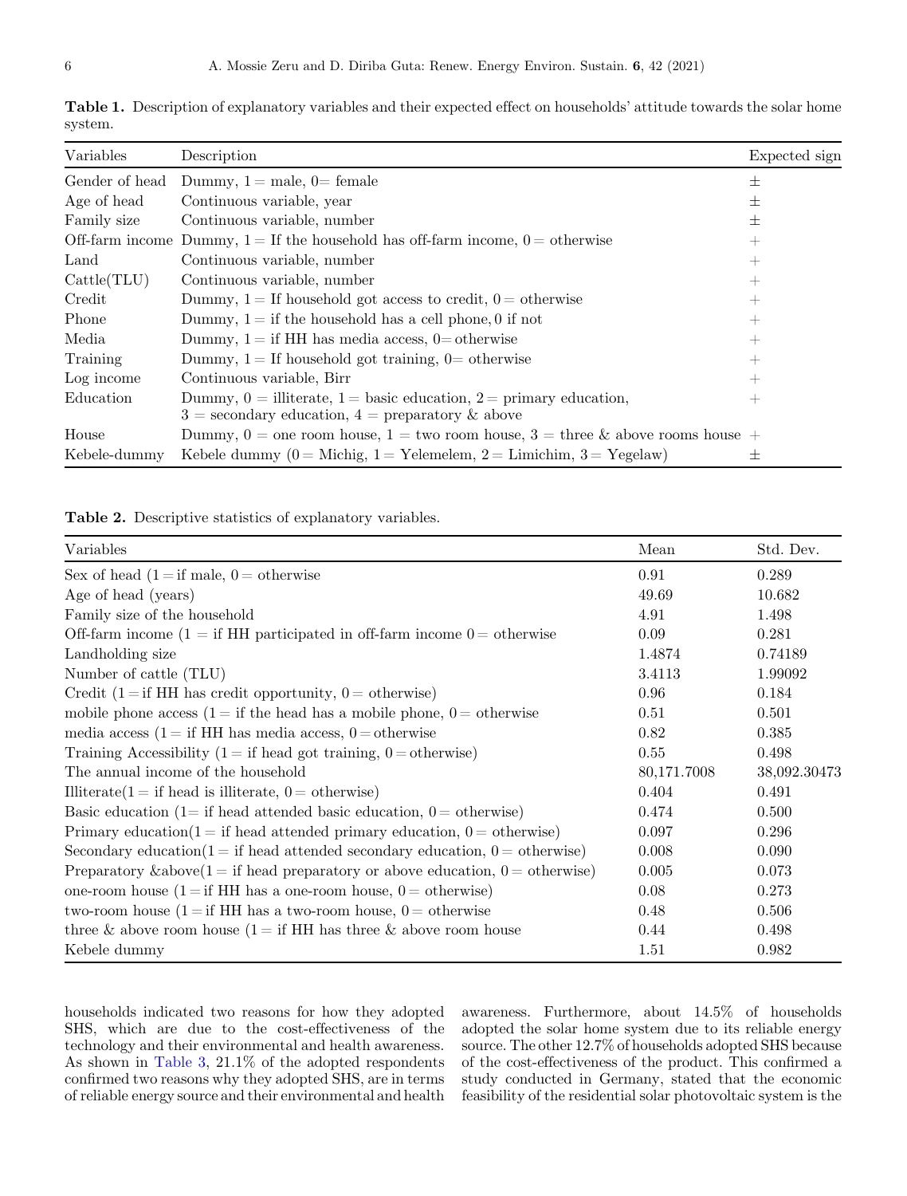**Table 1.** Description of explanatory variables and their expected effect on households' attitude towards the solar home system.

| Variables | Description | Expected sign |
|---|---|---|
| Gender of head | Dummy, 1 = male, 0 = female | ± |
| Age of head | Continuous variable, year | ± |
| Family size | Continuous variable, number | ± |
| Off-farm income | Dummy, 1 = If the household has off-farm income, 0 = otherwise | + |
| Land | Continuous variable, number | + |
| Cattle(TLU) | Continuous variable, number | + |
| Credit | Dummy, 1 = If household got access to credit, 0 = otherwise | + |
| Phone | Dummy, 1 = if the household has a cell phone, 0 if not | + |
| Media | Dummy, 1 = if HH has media access, 0 = otherwise | + |
| Training | Dummy, 1 = If household got training, 0 = otherwise | + |
| Log income | Continuous variable, Birr | + |
| Education | Dummy, 0 = illiterate, 1 = basic education, 2 = primary education, 3 = secondary education, 4 = preparatory & above | + |
| House | Dummy, 0 = one room house, 1 = two room house, 3 = three & above rooms house | + |
| Kebele-dummy | Kebele dummy (0 = Michig, 1 = Yelemelem, 2 = Limichim, 3 = Yegelaw) | ± |

**Table 2.** Descriptive statistics of explanatory variables.

| Variables | Mean | Std. Dev. |
|---|---|---|
| Sex of head (1 = if male, 0 = otherwise | 0.91 | 0.289 |
| Age of head (years) | 49.69 | 10.682 |
| Family size of the household | 4.91 | 1.498 |
| Off-farm income (1 = if HH participated in off-farm income 0 = otherwise | 0.09 | 0.281 |
| Landholding size | 1.4874 | 0.74189 |
| Number of cattle (TLU) | 3.4113 | 1.99092 |
| Credit (1 = if HH has credit opportunity, 0 = otherwise) | 0.96 | 0.184 |
| mobile phone access (1 = if the head has a mobile phone, 0 = otherwise | 0.51 | 0.501 |
| media access (1 = if HH has media access, 0 = otherwise | 0.82 | 0.385 |
| Training Accessibility (1 = if head got training, 0 = otherwise) | 0.55 | 0.498 |
| The annual income of the household | 80,171.7008 | 38,092.30473 |
| Illiterate(1 = if head is illiterate, 0 = otherwise) | 0.404 | 0.491 |
| Basic education (1= if head attended basic education, 0 = otherwise) | 0.474 | 0.500 |
| Primary education(1 = if head attended primary education, 0 = otherwise) | 0.097 | 0.296 |
| Secondary education(1 = if head attended secondary education, 0 = otherwise) | 0.008 | 0.090 |
| Preparatory &above(1 = if head preparatory or above education, 0 = otherwise) | 0.005 | 0.073 |
| one-room house (1 = if HH has a one-room house, 0 = otherwise) | 0.08 | 0.273 |
| two-room house (1 = if HH has a two-room house, 0 = otherwise | 0.48 | 0.506 |
| three & above room house (1 = if HH has three & above room house | 0.44 | 0.498 |
| Kebele dummy | 1.51 | 0.982 |

households indicated two reasons for how they adopted SHS, which are due to the cost-effectiveness of the technology and their environmental and health awareness. As shown in Table 3, 21.1% of the adopted respondents confirmed two reasons why they adopted SHS, are in terms of reliable energy source and their environmental and health awareness. Furthermore, about 14.5% of households adopted the solar home system due to its reliable energy source. The other 12.7% of households adopted SHS because of the cost-effectiveness of the product. This confirmed a study conducted in Germany, stated that the economic feasibility of the residential solar photovoltaic system is the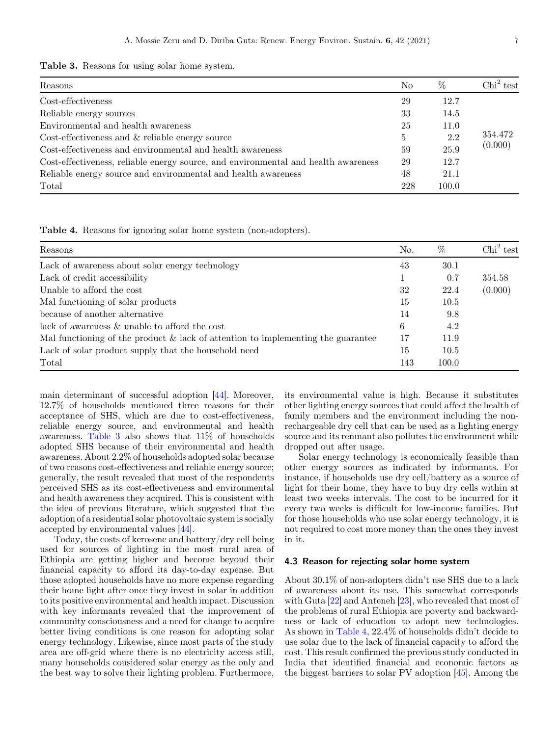**Table 3.** Reasons for using solar home system.

| Reasons | No | % | $Chi^2$ test |
|---|---|---|---|
| Cost-effectiveness | 29 | 12.7 | |
| Reliable energy sources | 33 | 14.5 | |
| Environmental and health awareness | 25 | 11.0 | |
| Cost-effectiveness and & reliable energy source | 5 | 2.2 | 354.472 (0.000) |
| Cost-effectiveness and environmental and health awareness | 59 | 25.9 | |
| Cost-effectiveness, reliable energy source, and environmental and health awareness | 29 | 12.7 | |
| Reliable energy source and environmental and health awareness | 48 | 21.1 | |
| Total | 228 | 100.0 | |

**Table 4.** Reasons for ignoring solar home system (non-adopters).

| Reasons | No. | % | $Chi^2$ test |
|---|---|---|---|
| Lack of awareness about solar energy technology | 43 | 30.1 | |
| Lack of credit accessibility | 1 | 0.7 | 354.58 |
| Unable to afford the cost | 32 | 22.4 | (0.000) |
| Mal functioning of solar products | 15 | 10.5 | |
| because of another alternative | 14 | 9.8 | |
| lack of awareness & unable to afford the cost | 6 | 4.2 | |
| Mal functioning of the product & lack of attention to implementing the guarantee | 17 | 11.9 | |
| Lack of solar product supply that the household need | 15 | 10.5 | |
| Total | 143 | 100.0 | |

main determinant of successful adoption [44]. Moreover, 12.7% of households mentioned three reasons for their acceptance of SHS, which are due to cost-effectiveness, reliable energy source, and environmental and health awareness. Table 3 also shows that 11% of households adopted SHS because of their environmental and health awareness. About 2.2% of households adopted solar because of two reasons cost-effectiveness and reliable energy source; generally, the result revealed that most of the respondents perceived SHS as its cost-effectiveness and environmental and health awareness. This is consistent with the idea of previous literature, which suggested that the adoption of a residential solar photovoltaic system is socially accepted by environmental values [44].

Today, the costs of kerosene and battery/dry cell being used for sources of lighting in the most rural area of Ethiopia are getting higher and become beyond their financial capacity to afford its day-to-day expense. But those adopted households have no more expense regarding their home light after once they invest in solar in addition to its positive environmental and health impact. Discussion with key informants revealed that the improvement of community consciousness and a need for change to acquire better living conditions is one reason for adopting solar energy technology. Likewise, since most parts of the study area are off-grid where there is no electricity access still, many households considered solar energy as the only and the best way to solve their lighting problem. Furthermore, its environmental value is high. Because it substitutes other lighting energy sources that could affect the health of family members and the environment including the non-rechargeable dry cell that can be used as a lighting energy source and its remnant also pollutes the environment while dropped out after usage.

Solar energy technology is economically feasible than other energy sources as indicated by informants. For instance, if households use dry cell/battery as a source of light for their home, they have to buy dry cells within at least two weeks intervals. The cost to be incurred for it every two weeks is difficult for low-income families. But for those households who use solar energy technology, it is not required to cost more money than the ones they invest in it.

### 4.3 Reason for rejecting solar home system

About 30.1% of non-adopters didn't use SHS due to a lack of awareness about its use. This somewhat corresponds with Guta [22] and Anteneh [23], who revealed that most of the problems of rural Ethiopia are poverty and backwardness or lack of education to adopt new technologies. As shown in Table 4, 22.4% of households didn't decide to use solar due to the lack of financial capacity to afford the cost. This result confirmed the previous study conducted in India that identified financial and economic factors as the biggest barriers to solar PV adoption [45]. Among the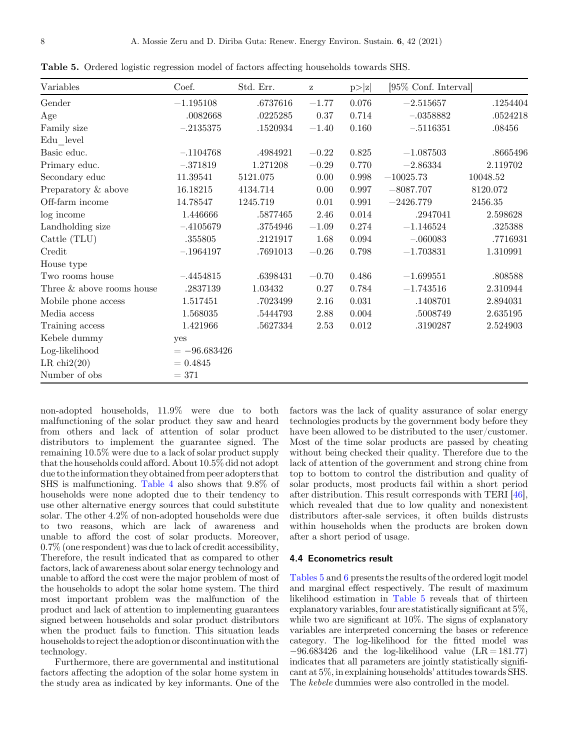**Table 5.** Ordered logistic regression model of factors affecting households towards SHS.

| Variables | Coef. | Std. Err. | z | p>\|z\| | [95% Conf. Interval] | |
|---|---|---|---|---|---|---|
| Gender | −1.195108 | .6737616 | −1.77 | 0.076 | −2.515657 | .1254404 |
| Age | .0082668 | .0225285 | 0.37 | 0.714 | −.0358882 | .0524218 |
| Family size | −.2135375 | .1520934 | −1.40 | 0.160 | −.5116351 | .08456 |
| Edu_level | | | | | | |
| Basic educ. | −.1104768 | .4984921 | −0.22 | 0.825 | −1.087503 | .8665496 |
| Primary educ. | −.371819 | 1.271208 | −0.29 | 0.770 | −2.86334 | 2.119702 |
| Secondary educ | 11.39541 | 5121.075 | 0.00 | 0.998 | −10025.73 | 10048.52 |
| Preparatory & above | 16.18215 | 4134.714 | 0.00 | 0.997 | −8087.707 | 8120.072 |
| Off-farm income | 14.78547 | 1245.719 | 0.01 | 0.991 | −2426.779 | 2456.35 |
| log income | 1.446666 | .5877465 | 2.46 | 0.014 | .2947041 | 2.598628 |
| Landholding size | −.4105679 | .3754946 | −1.09 | 0.274 | −1.146524 | .325388 |
| Cattle (TLU) | .355805 | .2121917 | 1.68 | 0.094 | −.060083 | .7716931 |
| Credit | −.1964197 | .7691013 | −0.26 | 0.798 | −1.703831 | 1.310991 |
| House type | | | | | | |
| Two rooms house | −.4454815 | .6398431 | −0.70 | 0.486 | −1.699551 | .808588 |
| Three & above rooms house | .2837139 | 1.03432 | 0.27 | 0.784 | −1.743516 | 2.310944 |
| Mobile phone access | 1.517451 | .7023499 | 2.16 | 0.031 | .1408701 | 2.894031 |
| Media access | 1.568035 | .5444793 | 2.88 | 0.004 | .5008749 | 2.635195 |
| Training access | 1.421966 | .5627334 | 2.53 | 0.012 | .3190287 | 2.524903 |
| Kebele dummy | yes | | | | | |
| Log-likelihood | = −96.683426 | | | | | |
| LR chi2(20) | = 0.4845 | | | | | |
| Number of obs | = 371 | | | | | |

non-adopted households, 11.9% were due to both malfunctioning of the solar product they saw and heard from others and lack of attention of solar product distributors to implement the guarantee signed. The remaining 10.5% were due to a lack of solar product supply that the households could afford. About 10.5% did not adopt due to the information they obtained from peer adopters that SHS is malfunctioning. Table 4 also shows that 9.8% of households were none adopted due to their tendency to use other alternative energy sources that could substitute solar. The other 4.2% of non-adopted households were due to two reasons, which are lack of awareness and unable to afford the cost of solar products. Moreover, 0.7% (one respondent) was due to lack of credit accessibility, Therefore, the result indicated that as compared to other factors, lack of awareness about solar energy technology and unable to afford the cost were the major problem of most of the households to adopt the solar home system. The third most important problem was the malfunction of the product and lack of attention to implementing guarantees signed between households and solar product distributors when the product fails to function. This situation leads households to reject the adoption or discontinuation with the technology.

Furthermore, there are governmental and institutional factors affecting the adoption of the solar home system in the study area as indicated by key informants. One of the factors was the lack of quality assurance of solar energy technologies products by the government body before they have been allowed to be distributed to the user/customer. Most of the time solar products are passed by cheating without being checked their quality. Therefore due to the lack of attention of the government and strong chine from top to bottom to control the distribution and quality of solar products, most products fail within a short period after distribution. This result corresponds with TERI [46], which revealed that due to low quality and nonexistent distributors after-sale services, it often builds distrusts within households when the products are broken down after a short period of usage.

### 4.4 Econometrics result

Tables 5 and 6 presents the results of the ordered logit model and marginal effect respectively. The result of maximum likelihood estimation in Table 5 reveals that of thirteen explanatory variables, four are statistically significant at 5%, while two are significant at 10%. The signs of explanatory variables are interpreted concerning the bases or reference category. The log-likelihood for the fitted model was −96.683426 and the log-likelihood value (LR = 181.77) indicates that all parameters are jointly statistically significant at 5%, in explaining households' attitudes towards SHS. The *kebele* dummies were also controlled in the model.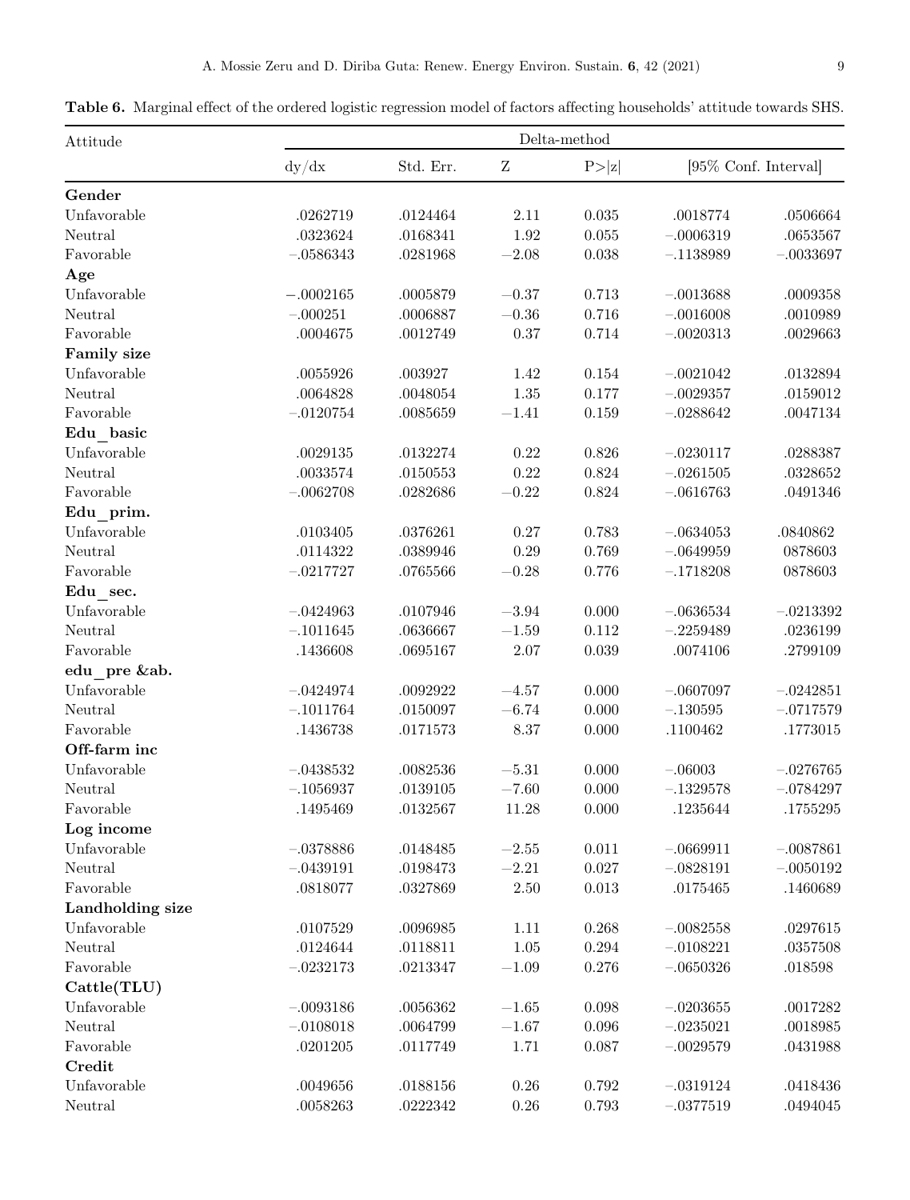**Table 6.** Marginal effect of the ordered logistic regression model of factors affecting households' attitude towards SHS.

| Attitude | Delta-method | | | | | |
|---|---|---|---|---|---|---|
| | dy/dx | Std. Err. | Z | P>\|z\| | [95% Conf. Interval] | |
| **Gender** | | | | | | |
| Unfavorable | .0262719 | .0124464 | 2.11 | 0.035 | .0018774 | .0506664 |
| Neutral | .0323624 | .0168341 | 1.92 | 0.055 | −.0006319 | .0653567 |
| Favorable | −.0586343 | .0281968 | −2.08 | 0.038 | −.1138989 | −.0033697 |
| **Age** | | | | | | |
| Unfavorable | −.0002165 | .0005879 | −0.37 | 0.713 | −.0013688 | .0009358 |
| Neutral | −.000251 | .0006887 | −0.36 | 0.716 | −.0016008 | .0010989 |
| Favorable | .0004675 | .0012749 | 0.37 | 0.714 | −.0020313 | .0029663 |
| **Family size** | | | | | | |
| Unfavorable | .0055926 | .003927 | 1.42 | 0.154 | −.0021042 | .0132894 |
| Neutral | .0064828 | .0048054 | 1.35 | 0.177 | −.0029357 | .0159012 |
| Favorable | −.0120754 | .0085659 | −1.41 | 0.159 | −.0288642 | .0047134 |
| **Edu_basic** | | | | | | |
| Unfavorable | .0029135 | .0132274 | 0.22 | 0.826 | −.0230117 | .0288387 |
| Neutral | .0033574 | .0150553 | 0.22 | 0.824 | −.0261505 | .0328652 |
| Favorable | −.0062708 | .0282686 | −0.22 | 0.824 | −.0616763 | .0491346 |
| **Edu_prim.** | | | | | | |
| Unfavorable | .0103405 | .0376261 | 0.27 | 0.783 | −.0634053 | .0840862 |
| Neutral | .0114322 | .0389946 | 0.29 | 0.769 | −.0649959 | 0878603 |
| Favorable | −.0217727 | .0765566 | −0.28 | 0.776 | −.1718208 | 0878603 |
| **Edu_sec.** | | | | | | |
| Unfavorable | −.0424963 | .0107946 | −3.94 | 0.000 | −.0636534 | −.0213392 |
| Neutral | −.1011645 | .0636667 | −1.59 | 0.112 | −.2259489 | .0236199 |
| Favorable | .1436608 | .0695167 | 2.07 | 0.039 | .0074106 | .2799109 |
| **edu_pre &ab.** | | | | | | |
| Unfavorable | −.0424974 | .0092922 | −4.57 | 0.000 | −.0607097 | −.0242851 |
| Neutral | −.1011764 | .0150097 | −6.74 | 0.000 | −.130595 | −.0717579 |
| Favorable | .1436738 | .0171573 | 8.37 | 0.000 | .1100462 | .1773015 |
| **Off-farm inc** | | | | | | |
| Unfavorable | −.0438532 | .0082536 | −5.31 | 0.000 | −.06003 | −.0276765 |
| Neutral | −.1056937 | .0139105 | −7.60 | 0.000 | −.1329578 | −.0784297 |
| Favorable | .1495469 | .0132567 | 11.28 | 0.000 | .1235644 | .1755295 |
| **Log income** | | | | | | |
| Unfavorable | −.0378886 | .0148485 | −2.55 | 0.011 | −.0669911 | −.0087861 |
| Neutral | −.0439191 | .0198473 | −2.21 | 0.027 | −.0828191 | −.0050192 |
| Favorable | .0818077 | .0327869 | 2.50 | 0.013 | .0175465 | .1460689 |
| **Landholding size** | | | | | | |
| Unfavorable | .0107529 | .0096985 | 1.11 | 0.268 | −.0082558 | .0297615 |
| Neutral | .0124644 | .0118811 | 1.05 | 0.294 | −.0108221 | .0357508 |
| Favorable | −.0232173 | .0213347 | −1.09 | 0.276 | −.0650326 | .018598 |
| **Cattle(TLU)** | | | | | | |
| Unfavorable | −.0093186 | .0056362 | −1.65 | 0.098 | −.0203655 | .0017282 |
| Neutral | −.0108018 | .0064799 | −1.67 | 0.096 | −.0235021 | .0018985 |
| Favorable | .0201205 | .0117749 | 1.71 | 0.087 | −.0029579 | .0431988 |
| **Credit** | | | | | | |
| Unfavorable | .0049656 | .0188156 | 0.26 | 0.792 | −.0319124 | .0418436 |
| Neutral | .0058263 | .0222342 | 0.26 | 0.793 | −.0377519 | .0494045 |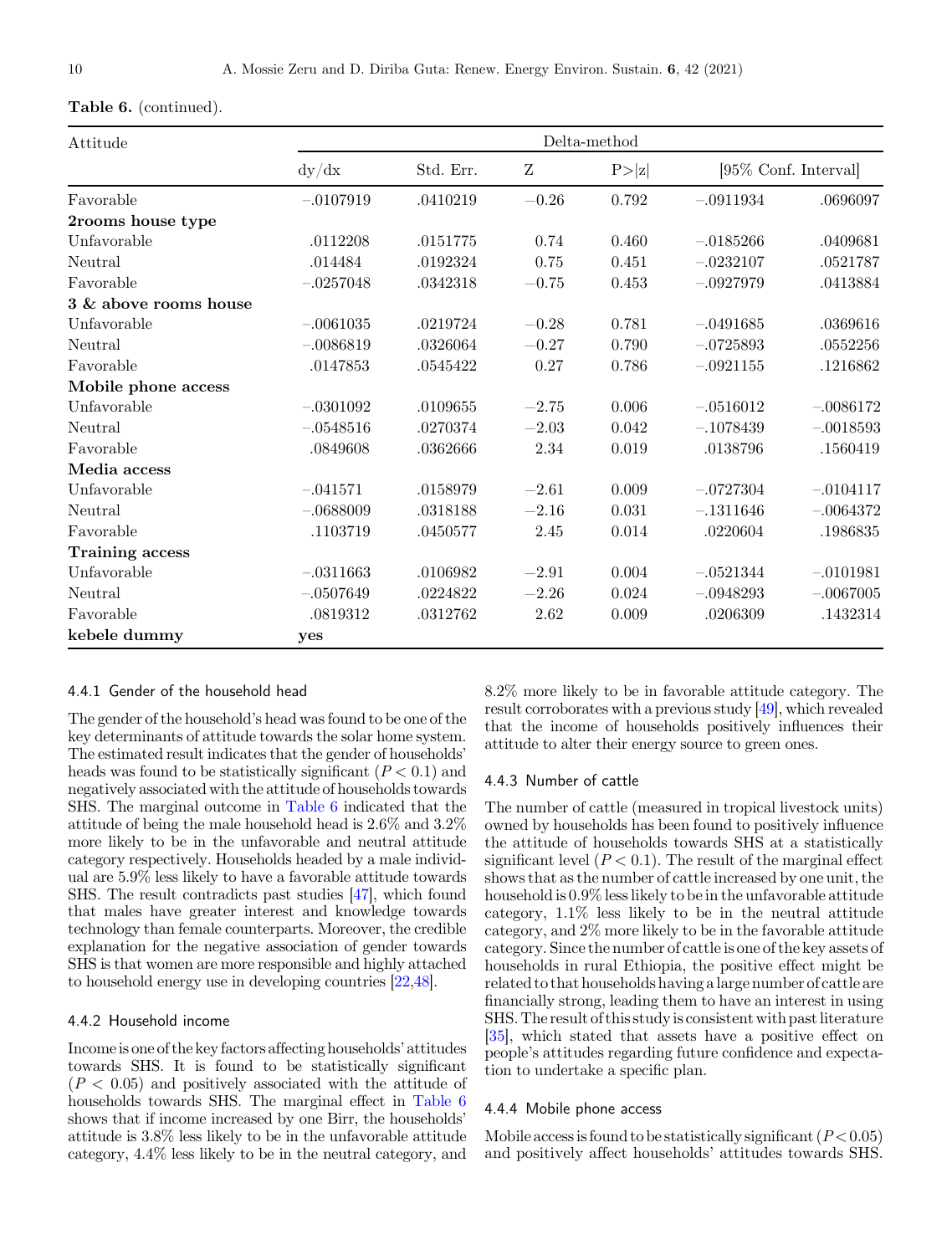**Table 6.** (continued).

| Attitude | Delta-method | | | | | |
|---|---|---|---|---|---|---|
| | dy/dx | Std. Err. | Z | P>\|z\| | [95% Conf. Interval] | |
| Favorable | −.0107919 | .0410219 | −0.26 | 0.792 | −.0911934 | .0696097 |
| **2rooms house type** | | | | | | |
| Unfavorable | .0112208 | .0151775 | 0.74 | 0.460 | −.0185266 | .0409681 |
| Neutral | .014484 | .0192324 | 0.75 | 0.451 | −.0232107 | .0521787 |
| Favorable | −.0257048 | .0342318 | −0.75 | 0.453 | −.0927979 | .0413884 |
| **3 & above rooms house** | | | | | | |
| Unfavorable | −.0061035 | .0219724 | −0.28 | 0.781 | −.0491685 | .0369616 |
| Neutral | −.0086819 | .0326064 | −0.27 | 0.790 | −.0725893 | .0552256 |
| Favorable | .0147853 | .0545422 | 0.27 | 0.786 | −.0921155 | .1216862 |
| **Mobile phone access** | | | | | | |
| Unfavorable | −.0301092 | .0109655 | −2.75 | 0.006 | −.0516012 | −.0086172 |
| Neutral | −.0548516 | .0270374 | −2.03 | 0.042 | −.1078439 | −.0018593 |
| Favorable | .0849608 | .0362666 | 2.34 | 0.019 | .0138796 | .1560419 |
| **Media access** | | | | | | |
| Unfavorable | −.041571 | .0158979 | −2.61 | 0.009 | −.0727304 | −.0104117 |
| Neutral | −.0688009 | .0318188 | −2.16 | 0.031 | −.1311646 | −.0064372 |
| Favorable | .1103719 | .0450577 | 2.45 | 0.014 | .0220604 | .1986835 |
| **Training access** | | | | | | |
| Unfavorable | −.0311663 | .0106982 | −2.91 | 0.004 | −.0521344 | −.0101981 |
| Neutral | −.0507649 | .0224822 | −2.26 | 0.024 | −.0948293 | −.0067005 |
| Favorable | .0819312 | .0312762 | 2.62 | 0.009 | .0206309 | .1432314 |
| **kebele dummy** | **yes** | | | | | |

#### 4.4.1 Gender of the household head

The gender of the household's head was found to be one of the key determinants of attitude towards the solar home system. The estimated result indicates that the gender of households' heads was found to be statistically significant ($P < 0.1$) and negatively associated with the attitude of households towards SHS. The marginal outcome in Table 6 indicated that the attitude of being the male household head is 2.6% and 3.2% more likely to be in the unfavorable and neutral attitude category respectively. Households headed by a male individual are 5.9% less likely to have a favorable attitude towards SHS. The result contradicts past studies [47], which found that males have greater interest and knowledge towards technology than female counterparts. Moreover, the credible explanation for the negative association of gender towards SHS is that women are more responsible and highly attached to household energy use in developing countries [22,48].

#### 4.4.2 Household income

Income is one of the key factors affecting households' attitudes towards SHS. It is found to be statistically significant ($P < 0.05$) and positively associated with the attitude of households towards SHS. The marginal effect in Table 6 shows that if income increased by one Birr, the households' attitude is 3.8% less likely to be in the unfavorable attitude category, 4.4% less likely to be in the neutral category, and 8.2% more likely to be in favorable attitude category. The result corroborates with a previous study [49], which revealed that the income of households positively influences their attitude to alter their energy source to green ones.

#### 4.4.3 Number of cattle

The number of cattle (measured in tropical livestock units) owned by households has been found to positively influence the attitude of households towards SHS at a statistically significant level ($P < 0.1$). The result of the marginal effect shows that as the number of cattle increased by one unit, the household is 0.9% less likely to be in the unfavorable attitude category, 1.1% less likely to be in the neutral attitude category, and 2% more likely to be in the favorable attitude category. Since the number of cattle is one of the key assets of households in rural Ethiopia, the positive effect might be related to that households having a large number of cattle are financially strong, leading them to have an interest in using SHS. The result of this study is consistent with past literature [35], which stated that assets have a positive effect on people's attitudes regarding future confidence and expectation to undertake a specific plan.

#### 4.4.4 Mobile phone access

Mobile access is found to be statistically significant ($P < 0.05$) and positively affect households' attitudes towards SHS.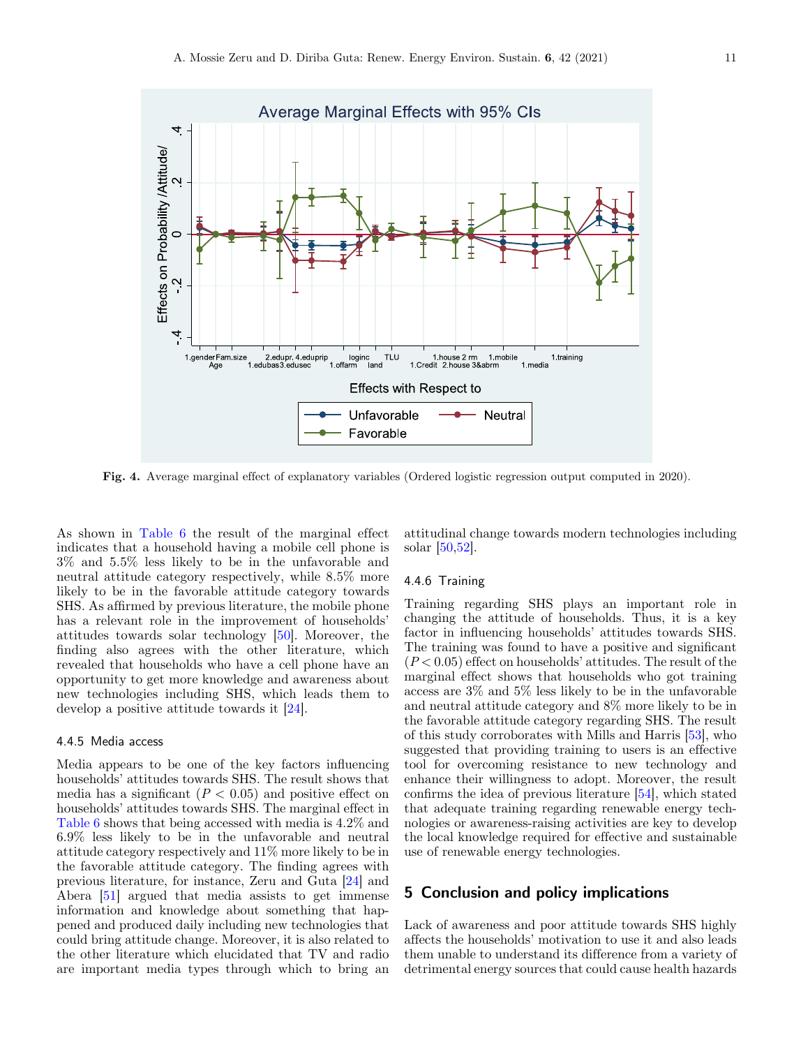Fig. 4. Average marginal effect of explanatory variables (Ordered logistic regression output computed in 2020).

As shown in Table 6 the result of the marginal effect indicates that a household having a mobile cell phone is 3% and 5.5% less likely to be in the unfavorable and neutral attitude category respectively, while 8.5% more likely to be in the favorable attitude category towards SHS. As affirmed by previous literature, the mobile phone has a relevant role in the improvement of households' attitudes towards solar technology [50]. Moreover, the finding also agrees with the other literature, which revealed that households who have a cell phone have an opportunity to get more knowledge and awareness about new technologies including SHS, which leads them to develop a positive attitude towards it [24].

#### 4.4.5 Media access

Media appears to be one of the key factors influencing households' attitudes towards SHS. The result shows that media has a significant ($P < 0.05$) and positive effect on households' attitudes towards SHS. The marginal effect in Table 6 shows that being accessed with media is 4.2% and 6.9% less likely to be in the unfavorable and neutral attitude category respectively and 11% more likely to be in the favorable attitude category. The finding agrees with previous literature, for instance, Zeru and Guta [24] and Abera [51] argued that media assists to get immense information and knowledge about something that happened and produced daily including new technologies that could bring attitude change. Moreover, it is also related to the other literature which elucidated that TV and radio are important media types through which to bring an attitudinal change towards modern technologies including solar [50,52].

#### 4.4.6 Training

Training regarding SHS plays an important role in changing the attitude of households. Thus, it is a key factor in influencing households' attitudes towards SHS. The training was found to have a positive and significant ($P < 0.05$) effect on households' attitudes. The result of the marginal effect shows that households who got training access are 3% and 5% less likely to be in the unfavorable and neutral attitude category and 8% more likely to be in the favorable attitude category regarding SHS. The result of this study corroborates with Mills and Harris [53], who suggested that providing training to users is an effective tool for overcoming resistance to new technology and enhance their willingness to adopt. Moreover, the result confirms the idea of previous literature [54], which stated that adequate training regarding renewable energy technologies or awareness-raising activities are key to develop the local knowledge required for effective and sustainable use of renewable energy technologies.

## 5 Conclusion and policy implications

Lack of awareness and poor attitude towards SHS highly affects the households' motivation to use it and also leads them unable to understand its difference from a variety of detrimental energy sources that could cause health hazards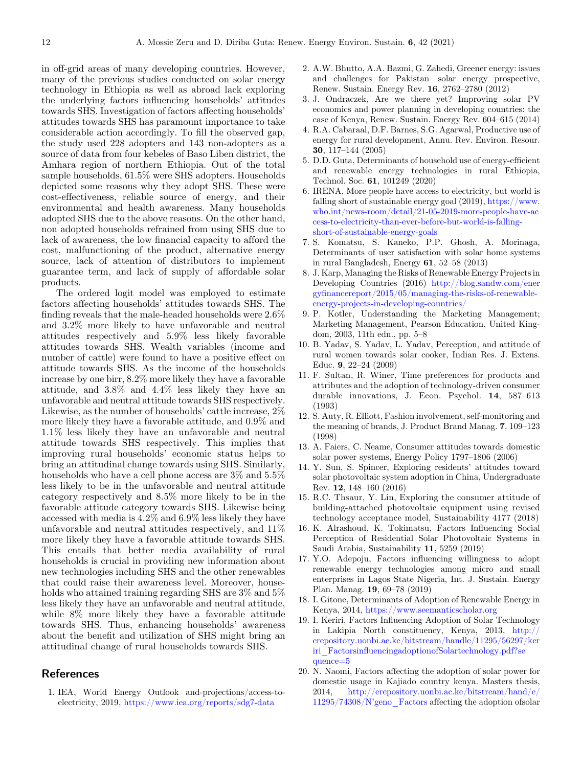in off-grid areas of many developing countries. However, many of the previous studies conducted on solar energy technology in Ethiopia as well as abroad lack exploring the underlying factors influencing households' attitudes towards SHS. Investigation of factors affecting households' attitudes towards SHS has paramount importance to take considerable action accordingly. To fill the observed gap, the study used 228 adopters and 143 non-adopters as a source of data from four kebeles of Baso Liben district, the Amhara region of northern Ethiopia. Out of the total sample households, 61.5% were SHS adopters. Households depicted some reasons why they adopt SHS. These were cost-effectiveness, reliable source of energy, and their environmental and health awareness. Many households adopted SHS due to the above reasons. On the other hand, non adopted households refrained from using SHS due to lack of awareness, the low financial capacity to afford the cost, malfunctioning of the product, alternative energy source, lack of attention of distributors to implement guarantee term, and lack of supply of affordable solar products.

The ordered logit model was employed to estimate factors affecting households' attitudes towards SHS. The finding reveals that the male-headed households were 2.6% and 3.2% more likely to have unfavorable and neutral attitudes respectively and 5.9% less likely favorable attitudes towards SHS. Wealth variables (income and number of cattle) were found to have a positive effect on attitude towards SHS. As the income of the households increase by one birr, 8.2% more likely they have a favorable attitude, and 3.8% and 4.4% less likely they have an unfavorable and neutral attitude towards SHS respectively. Likewise, as the number of households' cattle increase, 2% more likely they have a favorable attitude, and 0.9% and 1.1% less likely they have an unfavorable and neutral attitude towards SHS respectively. This implies that improving rural households' economic status helps to bring an attitudinal change towards using SHS. Similarly, households who have a cell phone access are 3% and 5.5% less likely to be in the unfavorable and neutral attitude category respectively and 8.5% more likely to be in the favorable attitude category towards SHS. Likewise being accessed with media is 4.2% and 6.9% less likely they have unfavorable and neutral attitudes respectively, and 11% more likely they have a favorable attitude towards SHS. This entails that better media availability of rural households is crucial in providing new information about new technologies including SHS and the other renewables that could raise their awareness level. Moreover, households who attained training regarding SHS are 3% and 5% less likely they have an unfavorable and neutral attitude, while 8% more likely they have a favorable attitude towards SHS. Thus, enhancing households' awareness about the benefit and utilization of SHS might bring an attitudinal change of rural households towards SHS.

## References

1. IEA, World Energy Outlook and-projections/access-to-electricity, 2019, https://www.iea.org/reports/sdg7-data
2. A.W. Bhutto, A.A. Bazmi, G. Zahedi, Greener energy: issues and challenges for Pakistan—solar energy prospective, Renew. Sustain. Energy Rev. **16**, 2762–2780 (2012)
3. J. Ondraczek, Are we there yet? Improving solar PV economics and power planning in developing countries: the case of Kenya, Renew. Sustain. Energy Rev. 604–615 (2014)
4. R.A. Cabaraal, D.F. Barnes, S.G. Agarwal, Productive use of energy for rural development, Annu. Rev. Environ. Resour. **30**, 117–144 (2005)
5. D.D. Guta, Determinants of household use of energy-efficient and renewable energy technologies in rural Ethiopia, Technol. Soc. **61**, 101249 (2020)
6. IRENA, More people have access to electricity, but world is falling short of sustainable energy goal (2019), https://www.who.int/news-room/detail/21-05-2019-more-people-have-access-to-electricity-than-ever-before-but-world-is-falling-short-of-sustainable-energy-goals
7. S. Komatsu, S. Kaneko, P.P. Ghosh, A. Morinaga, Determinants of user satisfaction with solar home systems in rural Bangladesh, Energy **61**, 52–58 (2013)
8. J. Karp, Managing the Risks of Renewable Energy Projects in Developing Countries (2016) http://blog.sandw.com/energyfinancereport/2015/05/managing-the-risks-of-renewable-energy-projects-in-developing-countries/
9. P. Kotler, Understanding the Marketing Management; Marketing Management, Pearson Education, United Kingdom, 2003, 11th edn., pp. 5–8
10. B. Yadav, S. Yadav, L. Yadav, Perception, and attitude of rural women towards solar cooker, Indian Res. J. Extens. Educ. **9**, 22–24 (2009)
11. F. Sultan, R. Winer, Time preferences for products and attributes and the adoption of technology-driven consumer durable innovations, J. Econ. Psychol. **14**, 587–613 (1993)
12. S. Auty, R. Elliott, Fashion involvement, self-monitoring and the meaning of brands, J. Product Brand Manag. **7**, 109–123 (1998)
13. A. Faiers, C. Neame, Consumer attitudes towards domestic solar power systems, Energy Policy 1797–1806 (2006)
14. Y. Sun, S. Spincer, Exploring residents' attitudes toward solar photovoltaic system adoption in China, Undergraduate Rev. **12**, 148–160 (2016)
15. R.C. Thsaur, Y. Lin, Exploring the consumer attitude of building-attached photovoltaic equipment using revised technology acceptance model, Sustainability 4177 (2018)
16. K. Alrashoud, K. Tokimatsu, Factors Influencing Social Perception of Residential Solar Photovoltaic Systems in Saudi Arabia, Sustainability **11**, 5259 (2019)
17. Y.O. Adepoju, Factors influencing willingness to adopt renewable energy technologies among micro and small enterprises in Lagos State Nigeria, Int. J. Sustain. Energy Plan. Manag. **19**, 69–78 (2019)
18. I. Gitone, Determinants of Adoption of Renewable Energy in Kenya, 2014, https://www.seemanticscholar.org
19. I. Keriri, Factors Influencing Adoption of Solar Technology in Lakipia North constituency, Kenya, 2013, http://erepository.uonbi.ac.ke/bitstream/handle/11295/56297/keriri_FactorsinfluencingadoptionofSolartechnology.pdf?sequence=5
20. N. Naomi, Factors affecting the adoption of solar power for domestic usage in Kajiado country kenya. Masters thesis, 2014, http://erepository.uonbi.ac.ke/bitstream/hand/e/11295/74308/N'geno_Factors affecting the adoption ofsolar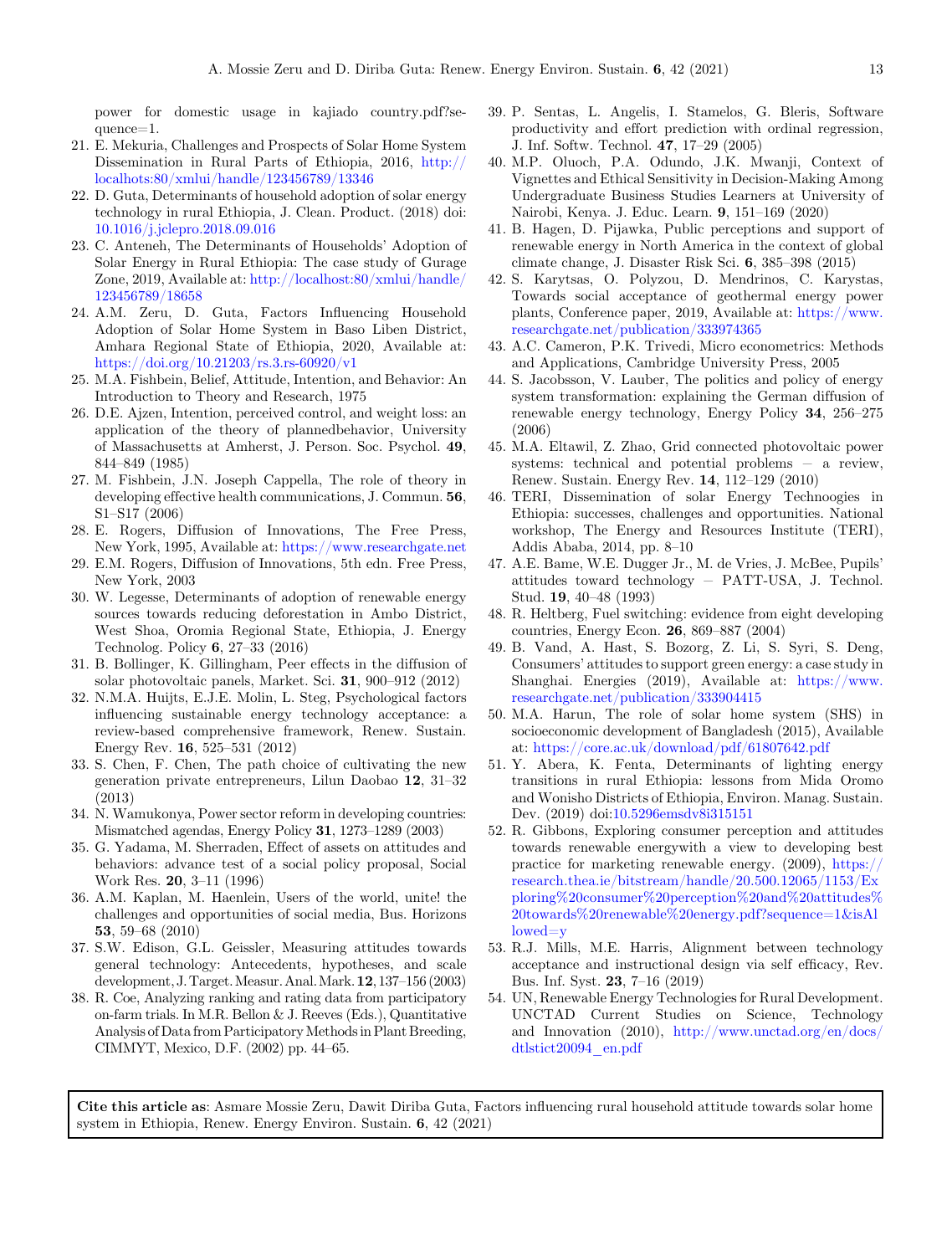power for domestic usage in kajiado country.pdf?sequence=1.

21. E. Mekuria, Challenges and Prospects of Solar Home System Dissemination in Rural Parts of Ethiopia, 2016, http://localhots:80/xmlui/handle/123456789/13346
22. D. Guta, Determinants of household adoption of solar energy technology in rural Ethiopia, J. Clean. Product. (2018) doi: 10.1016/j.jclepro.2018.09.016
23. C. Anteneh, The Determinants of Households' Adoption of Solar Energy in Rural Ethiopia: The case study of Gurage Zone, 2019, Available at: http://localhost:80/xmlui/handle/123456789/18658
24. A.M. Zeru, D. Guta, Factors Influencing Household Adoption of Solar Home System in Baso Liben District, Amhara Regional State of Ethiopia, 2020, Available at: https://doi.org/10.21203/rs.3.rs-60920/v1
25. M.A. Fishbein, Belief, Attitude, Intention, and Behavior: An Introduction to Theory and Research, 1975
26. D.E. Ajzen, Intention, perceived control, and weight loss: an application of the theory of plannedbehavior, University of Massachusetts at Amherst, J. Person. Soc. Psychol. **49**, 844–849 (1985)
27. M. Fishbein, J.N. Joseph Cappella, The role of theory in developing effective health communications, J. Commun. **56**, S1–S17 (2006)
28. E. Rogers, Diffusion of Innovations, The Free Press, New York, 1995, Available at: https://www.researchgate.net
29. E.M. Rogers, Diffusion of Innovations, 5th edn. Free Press, New York, 2003
30. W. Legesse, Determinants of adoption of renewable energy sources towards reducing deforestation in Ambo District, West Shoa, Oromia Regional State, Ethiopia, J. Energy Technolog. Policy **6**, 27–33 (2016)
31. B. Bollinger, K. Gillingham, Peer effects in the diffusion of solar photovoltaic panels, Market. Sci. **31**, 900–912 (2012)
32. N.M.A. Huijts, E.J.E. Molin, L. Steg, Psychological factors influencing sustainable energy technology acceptance: a review-based comprehensive framework, Renew. Sustain. Energy Rev. **16**, 525–531 (2012)
33. S. Chen, F. Chen, The path choice of cultivating the new generation private entrepreneurs, Lilun Daobao **12**, 31–32 (2013)
34. N. Wamukonya, Power sector reform in developing countries: Mismatched agendas, Energy Policy **31**, 1273–1289 (2003)
35. G. Yadama, M. Sherraden, Effect of assets on attitudes and behaviors: advance test of a social policy proposal, Social Work Res. **20**, 3–11 (1996)
36. A.M. Kaplan, M. Haenlein, Users of the world, unite! the challenges and opportunities of social media, Bus. Horizons **53**, 59–68 (2010)
37. S.W. Edison, G.L. Geissler, Measuring attitudes towards general technology: Antecedents, hypotheses, and scale development, J. Target. Measur. Anal. Mark. **12**, 137–156 (2003)
38. R. Coe, Analyzing ranking and rating data from participatory on-farm trials. In M.R. Bellon & J. Reeves (Eds.), Quantitative Analysis of Data from Participatory Methods in Plant Breeding, CIMMYT, Mexico, D.F. (2002) pp. 44–65.
39. P. Sentas, L. Angelis, I. Stamelos, G. Bleris, Software productivity and effort prediction with ordinal regression, J. Inf. Softw. Technol. **47**, 17–29 (2005)
40. M.P. Oluoch, P.A. Odundo, J.K. Mwanji, Context of Vignettes and Ethical Sensitivity in Decision-Making Among Undergraduate Business Studies Learners at University of Nairobi, Kenya. J. Educ. Learn. **9**, 151–169 (2020)
41. B. Hagen, D. Pijawka, Public perceptions and support of renewable energy in North America in the context of global climate change, J. Disaster Risk Sci. **6**, 385–398 (2015)
42. S. Karytsas, O. Polyzou, D. Mendrinos, C. Karystas, Towards social acceptance of geothermal energy power plants, Conference paper, 2019, Available at: https://www.researchgate.net/publication/333974365
43. A.C. Cameron, P.K. Trivedi, Micro econometrics: Methods and Applications, Cambridge University Press, 2005
44. S. Jacobsson, V. Lauber, The politics and policy of energy system transformation: explaining the German diffusion of renewable energy technology, Energy Policy **34**, 256–275 (2006)
45. M.A. Eltawil, Z. Zhao, Grid connected photovoltaic power systems: technical and potential problems – a review, Renew. Sustain. Energy Rev. **14**, 112–129 (2010)
46. TERI, Dissemination of solar Energy Technoogies in Ethiopia: successes, challenges and opportunities. National workshop, The Energy and Resources Institute (TERI), Addis Ababa, 2014, pp. 8–10
47. A.E. Bame, W.E. Dugger Jr., M. de Vries, J. McBee, Pupils' attitudes toward technology – PATT-USA, J. Technol. Stud. **19**, 40–48 (1993)
48. R. Heltberg, Fuel switching: evidence from eight developing countries, Energy Econ. **26**, 869–887 (2004)
49. B. Vand, A. Hast, S. Bozorg, Z. Li, S. Syri, S. Deng, Consumers' attitudes to support green energy: a case study in Shanghai. Energies (2019), Available at: https://www.researchgate.net/publication/333904415
50. M.A. Harun, The role of solar home system (SHS) in socioeconomic development of Bangladesh (2015), Available at: https://core.ac.uk/download/pdf/61807642.pdf
51. Y. Abera, K. Fenta, Determinants of lighting energy transitions in rural Ethiopia: lessons from Mida Oromo and Wonisho Districts of Ethiopia, Environ. Manag. Sustain. Dev. (2019) doi:10.5296emsdv8i315151
52. R. Gibbons, Exploring consumer perception and attitudes towards renewable energywith a view to developing best practice for marketing renewable energy. (2009), https://research.thea.ie/bitstream/handle/20.500.12065/1153/Exploring%20consumer%20perception%20and%20attitudes%20towards%20renewable%20energy.pdf?sequence=1&isAllowed=y
53. R.J. Mills, M.E. Harris, Alignment between technology acceptance and instructional design via self efficacy, Rev. Bus. Inf. Syst. **23**, 7–16 (2019)
54. UN, Renewable Energy Technologies for Rural Development. UNCTAD Current Studies on Science, Technology and Innovation (2010), http://www.unctad.org/en/docs/dtlstict20094_en.pdf

**Cite this article as**: Asmare Mossie Zeru, Dawit Diriba Guta, Factors influencing rural household attitude towards solar home system in Ethiopia, Renew. Energy Environ. Sustain. **6**, 42 (2021)